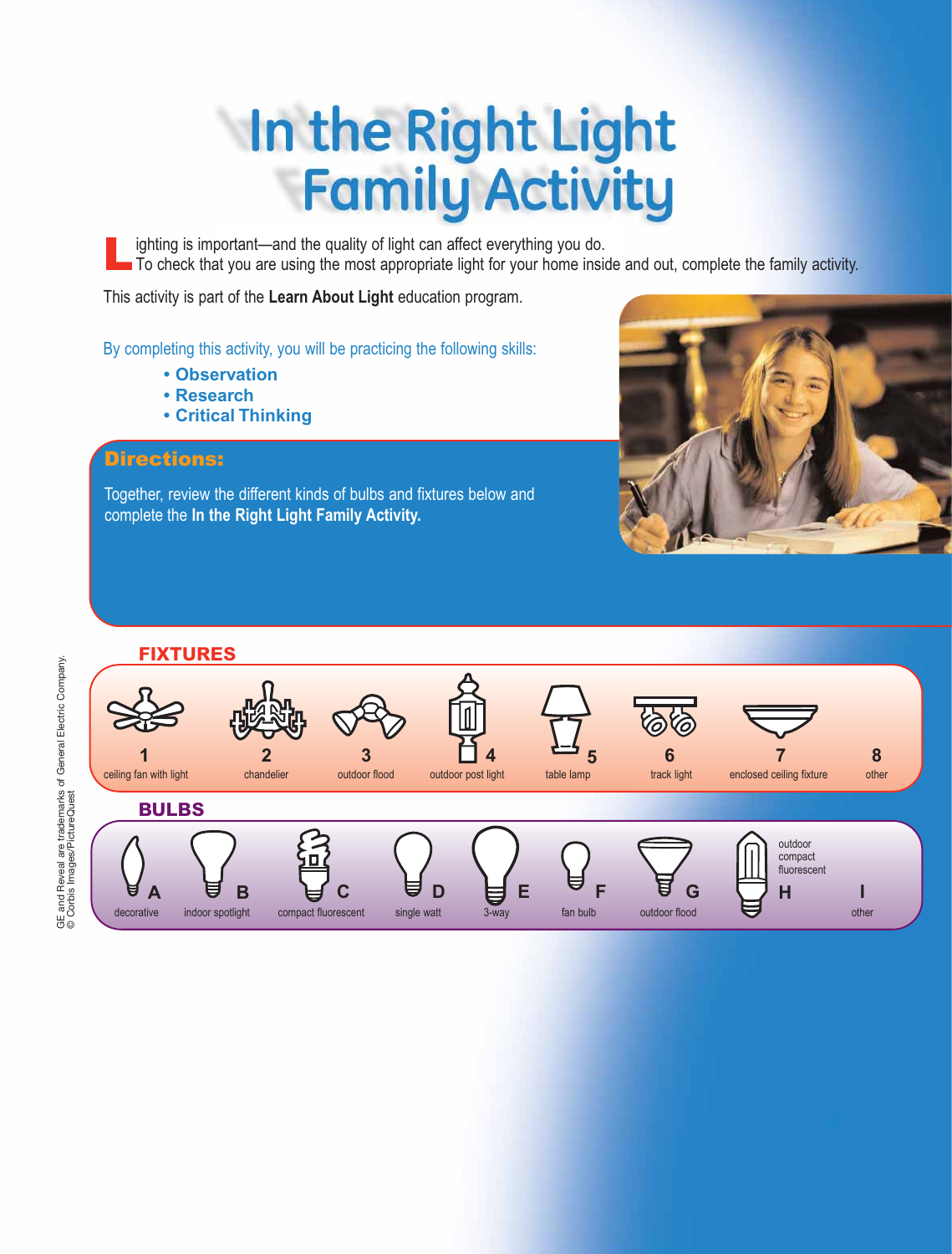# In the Right Light Family Activity

Lighting is important—and the quality of light can affect everything you do. To check that you are using the most appropriate light for your home inside and out, complete the family activity.

This activity is part of the **Learn About Light** education program.

By completing this activity, you will be practicing the following skills:

- **Observation**
- **Research**
- **Critical Thinking**

## Directions:

Together, review the different kinds of bulbs and fixtures below and complete the **In the Right Light Family Activity.**

## FIXTURES

1. ceiling fan with light
2. chandelier
3. outdoor flood
4. outdoor post light
5. table lamp
6. track light
7. enclosed ceiling fixture
8. other

## BULBS

- A decorative
- B indoor spotlight
- C compact fluorescent
- D single watt
- E 3-way
- F fan bulb
- G outdoor flood
- H outdoor compact fluorescent
- I other

GE and Reveal are trademarks of General Electric Company.
© Corbis Images/PictureQuest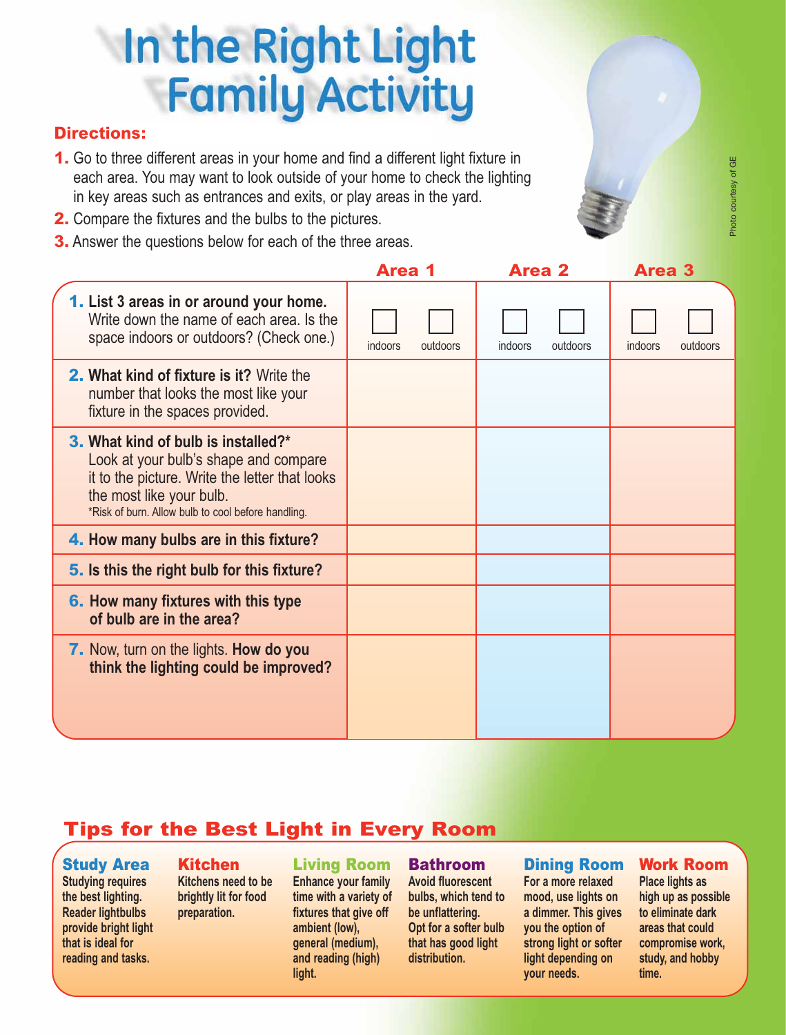# In the Right Light Family Activity

Photo courtesy of GE

**Directions:**

1. Go to three different areas in your home and find a different light fixture in each area. You may want to look outside of your home to check the lighting in key areas such as entrances and exits, or play areas in the yard.
2. Compare the fixtures and the bulbs to the pictures.
3. Answer the questions below for each of the three areas.

| | Area 1 | Area 2 | Area 3 |
|---|---|---|---|
| **1. List 3 areas in or around your home.** Write down the name of each area. Is the space indoors or outdoors? (Check one.) | ☐ indoors ☐ outdoors | ☐ indoors ☐ outdoors | ☐ indoors ☐ outdoors |
| **2. What kind of fixture is it?** Write the number that looks the most like your fixture in the spaces provided. | | | |
| **3. What kind of bulb is installed?*** Look at your bulb's shape and compare it to the picture. Write the letter that looks the most like your bulb. *Risk of burn. Allow bulb to cool before handling. | | | |
| **4. How many bulbs are in this fixture?** | | | |
| **5. Is this the right bulb for this fixture?** | | | |
| **6. How many fixtures with this type of bulb are in the area?** | | | |
| **7.** Now, turn on the lights. **How do you think the lighting could be improved?** | | | |

## Tips for the Best Light in Every Room

### Study Area
**Studying requires the best lighting. Reader lightbulbs provide bright light that is ideal for reading and tasks.**

### Kitchen
**Kitchens need to be brightly lit for food preparation.**

### Living Room
**Enhance your family time with a variety of fixtures that give off ambient (low), general (medium), and reading (high) light.**

### Bathroom
**Avoid fluorescent bulbs, which tend to be unflattering. Opt for a softer bulb that has good light distribution.**

### Dining Room
**For a more relaxed mood, use lights on a dimmer. This gives you the option of strong light or softer light depending on your needs.**

### Work Room
**Place lights as high up as possible to eliminate dark areas that could compromise work, study, and hobby time.**